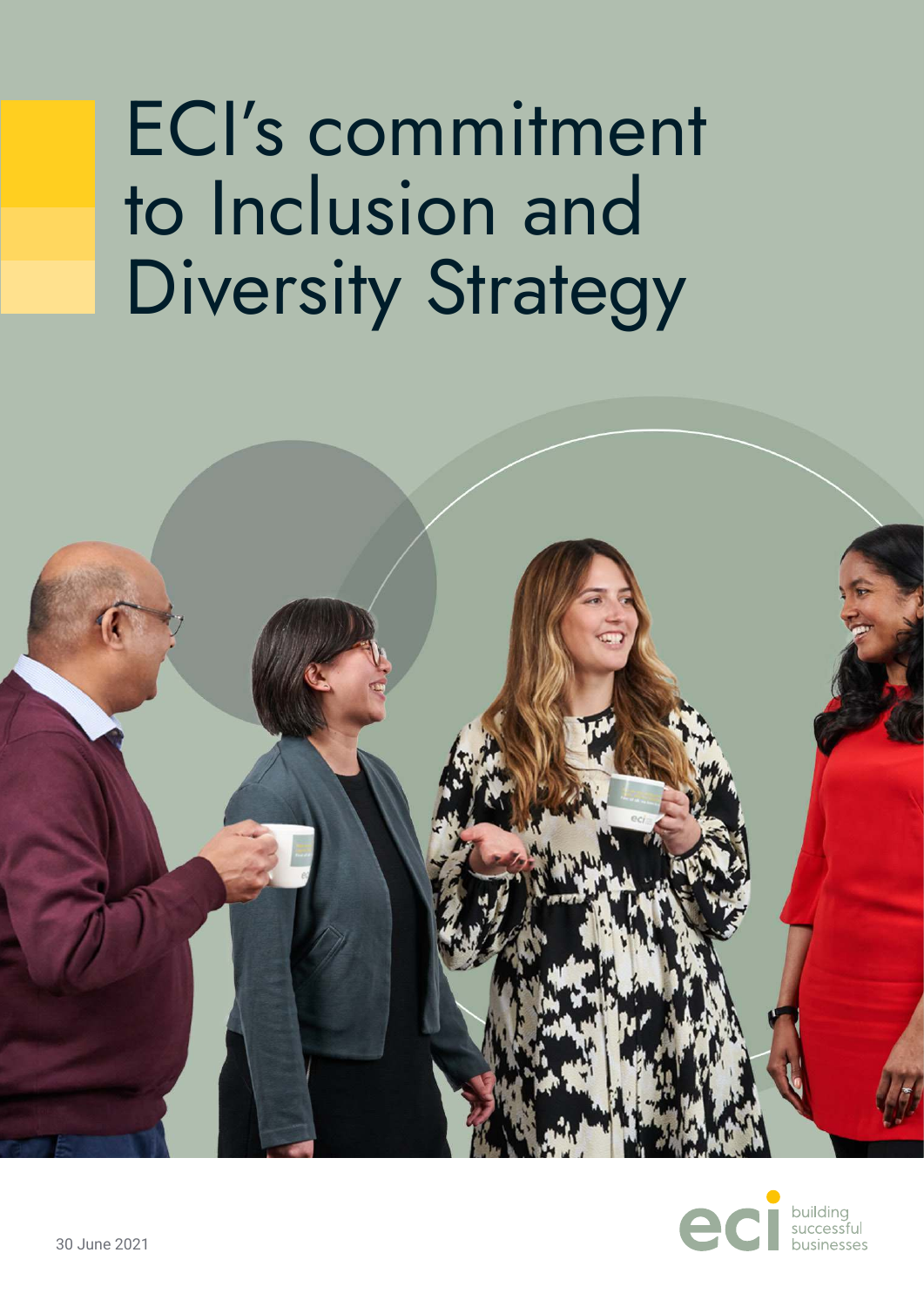# ECI's commitment to Inclusion and Diversity Strategy

30 June 2021

eci building successful businesses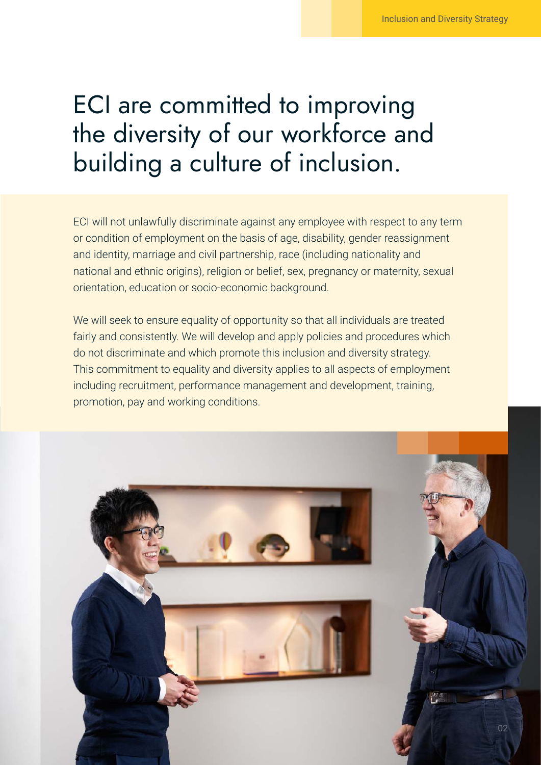# ECI are committed to improving the diversity of our workforce and building a culture of inclusion.

ECI will not unlawfully discriminate against any employee with respect to any term or condition of employment on the basis of age, disability, gender reassignment and identity, marriage and civil partnership, race (including nationality and national and ethnic origins), religion or belief, sex, pregnancy or maternity, sexual orientation, education or socio-economic background.

We will seek to ensure equality of opportunity so that all individuals are treated fairly and consistently. We will develop and apply policies and procedures which do not discriminate and which promote this inclusion and diversity strategy. This commitment to equality and diversity applies to all aspects of employment including recruitment, performance management and development, training, promotion, pay and working conditions.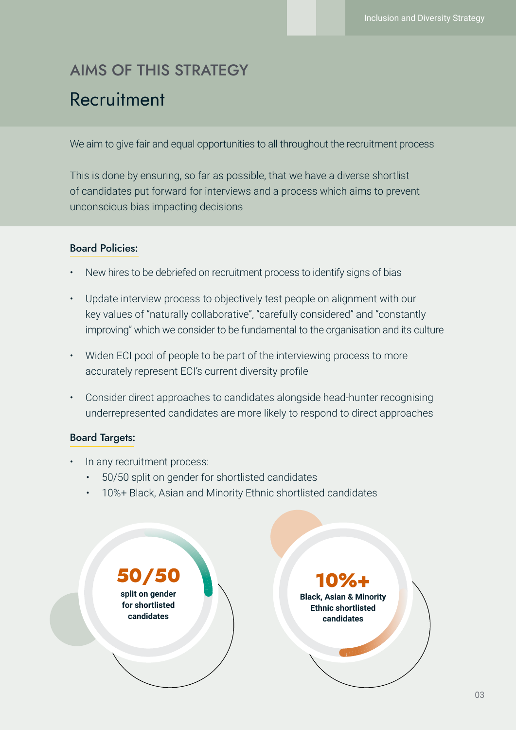# AIMS OF THIS STRATEGY

## Recruitment

We aim to give fair and equal opportunities to all throughout the recruitment process

This is done by ensuring, so far as possible, that we have a diverse shortlist of candidates put forward for interviews and a process which aims to prevent unconscious bias impacting decisions

### Board Policies:

- New hires to be debriefed on recruitment process to identify signs of bias
- Update interview process to objectively test people on alignment with our key values of "naturally collaborative", "carefully considered" and "constantly improving" which we consider to be fundamental to the organisation and its culture
- Widen ECI pool of people to be part of the interviewing process to more accurately represent ECI's current diversity profile
- Consider direct approaches to candidates alongside head-hunter recognising underrepresented candidates are more likely to respond to direct approaches

### Board Targets:

- In any recruitment process:
  - 50/50 split on gender for shortlisted candidates
  - 10%+ Black, Asian and Minority Ethnic shortlisted candidates

**50/50**
**split on gender for shortlisted candidates**

**10%+**
**Black, Asian & Minority Ethnic shortlisted candidates**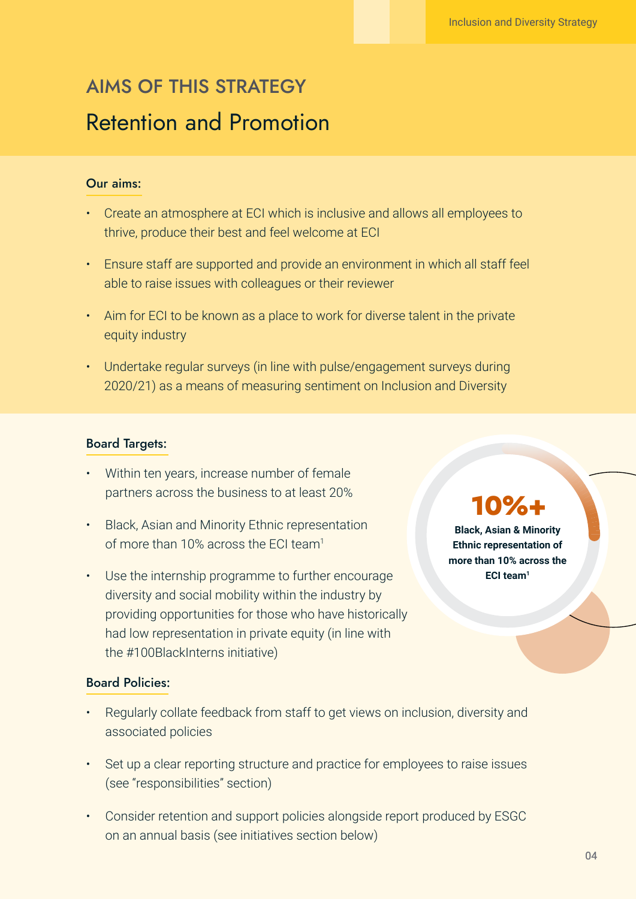# AIMS OF THIS STRATEGY

## Retention and Promotion

**Our aims:**

- Create an atmosphere at ECI which is inclusive and allows all employees to thrive, produce their best and feel welcome at ECI
- Ensure staff are supported and provide an environment in which all staff feel able to raise issues with colleagues or their reviewer
- Aim for ECI to be known as a place to work for diverse talent in the private equity industry
- Undertake regular surveys (in line with pulse/engagement surveys during 2020/21) as a means of measuring sentiment on Inclusion and Diversity

**Board Targets:**

- Within ten years, increase number of female partners across the business to at least 20%
- Black, Asian and Minority Ethnic representation of more than 10% across the ECI team[1]
- Use the internship programme to further encourage diversity and social mobility within the industry by providing opportunities for those who have historically had low representation in private equity (in line with the #100BlackInterns initiative)

**10%+**

**Black, Asian & Minority Ethnic representation of more than 10% across the ECI team[1]**

**Board Policies:**

- Regularly collate feedback from staff to get views on inclusion, diversity and associated policies
- Set up a clear reporting structure and practice for employees to raise issues (see "responsibilities" section)
- Consider retention and support policies alongside report produced by ESGC on an annual basis (see initiatives section below)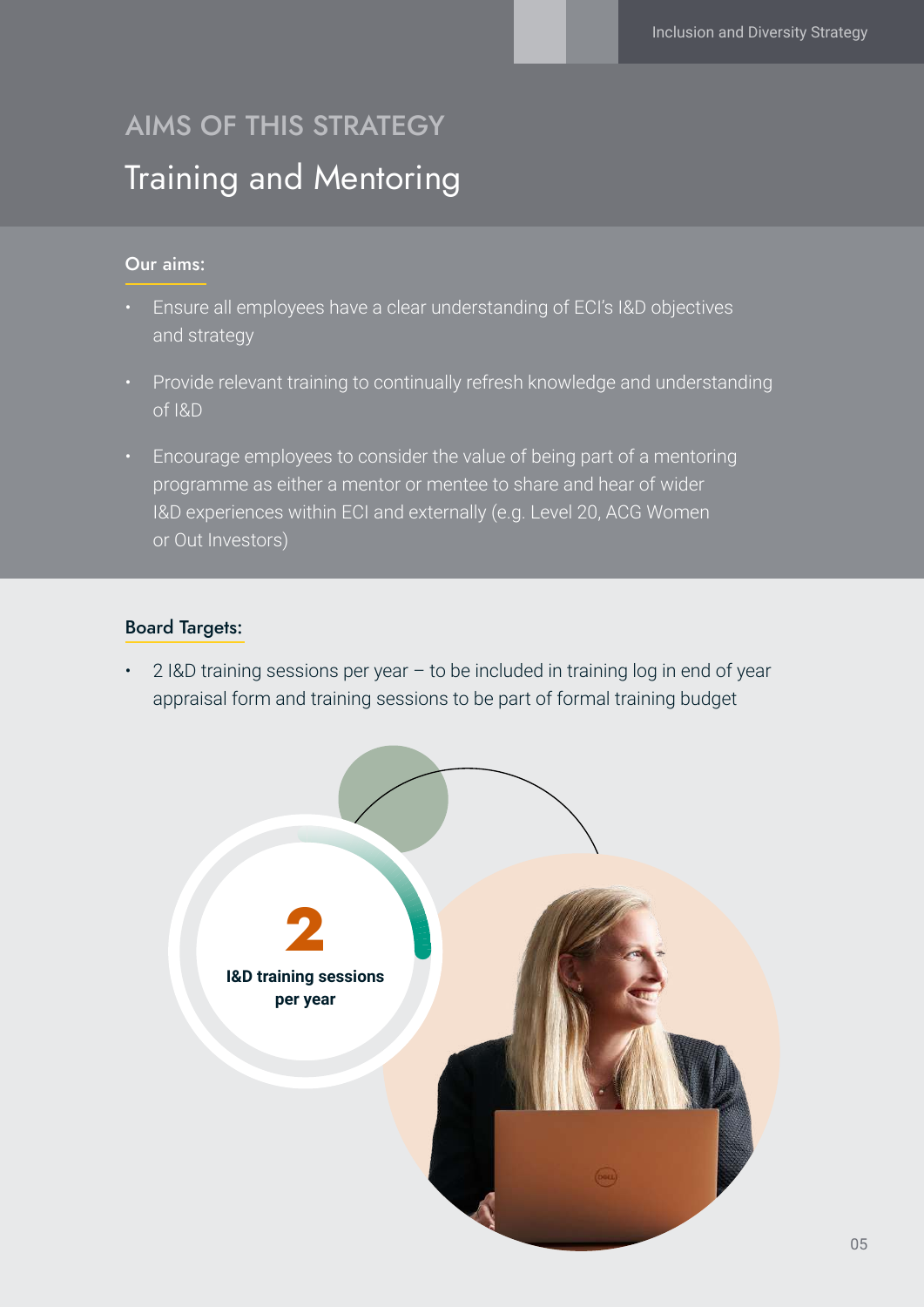## AIMS OF THIS STRATEGY

# Training and Mentoring

**Our aims:**

- Ensure all employees have a clear understanding of ECI's I&D objectives and strategy
- Provide relevant training to continually refresh knowledge and understanding of I&D
- Encourage employees to consider the value of being part of a mentoring programme as either a mentor or mentee to share and hear of wider I&D experiences within ECI and externally (e.g. Level 20, ACG Women or Out Investors)

**Board Targets:**

- 2 I&D training sessions per year – to be included in training log in end of year appraisal form and training sessions to be part of formal training budget

**2**

**I&D training sessions per year**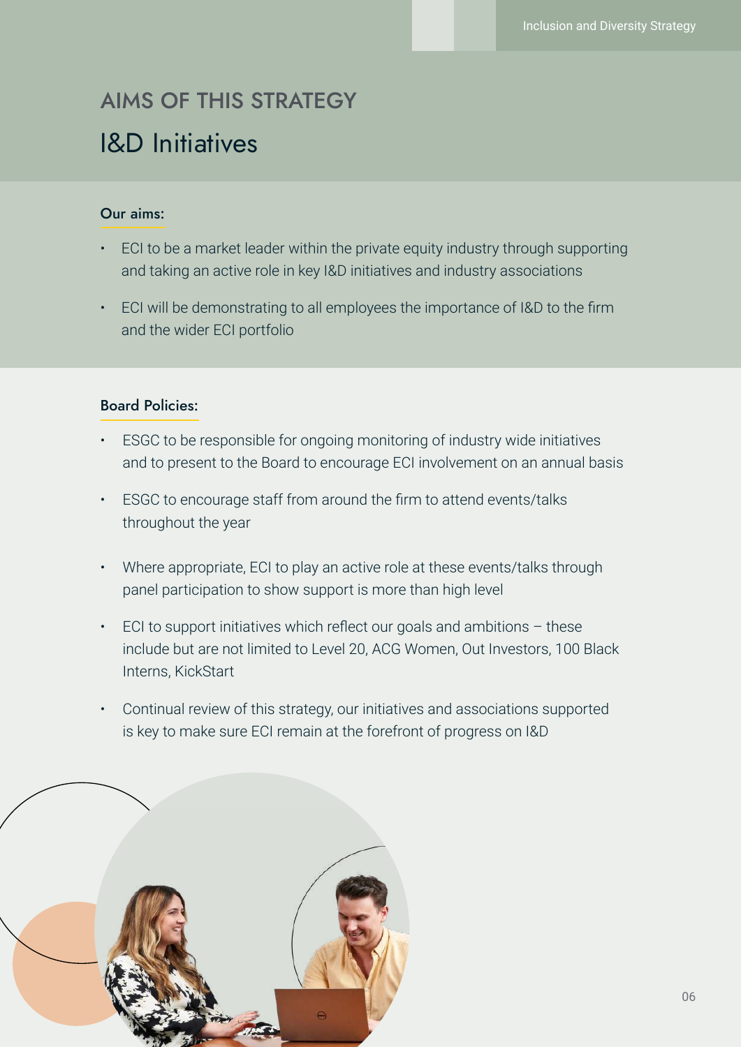## AIMS OF THIS STRATEGY

# I&D Initiatives

**Our aims:**

- ECI to be a market leader within the private equity industry through supporting and taking an active role in key I&D initiatives and industry associations
- ECI will be demonstrating to all employees the importance of I&D to the firm and the wider ECI portfolio

**Board Policies:**

- ESGC to be responsible for ongoing monitoring of industry wide initiatives and to present to the Board to encourage ECI involvement on an annual basis
- ESGC to encourage staff from around the firm to attend events/talks throughout the year
- Where appropriate, ECI to play an active role at these events/talks through panel participation to show support is more than high level
- ECI to support initiatives which reflect our goals and ambitions – these include but are not limited to Level 20, ACG Women, Out Investors, 100 Black Interns, KickStart
- Continual review of this strategy, our initiatives and associations supported is key to make sure ECI remain at the forefront of progress on I&D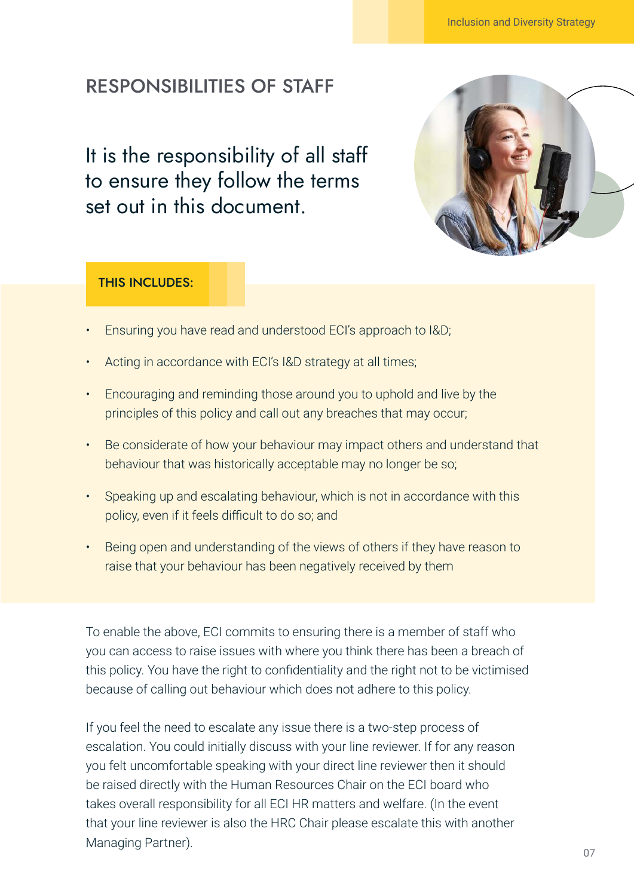## RESPONSIBILITIES OF STAFF

It is the responsibility of all staff to ensure they follow the terms set out in this document.

**THIS INCLUDES:**

- Ensuring you have read and understood ECI's approach to I&D;
- Acting in accordance with ECI's I&D strategy at all times;
- Encouraging and reminding those around you to uphold and live by the principles of this policy and call out any breaches that may occur;
- Be considerate of how your behaviour may impact others and understand that behaviour that was historically acceptable may no longer be so;
- Speaking up and escalating behaviour, which is not in accordance with this policy, even if it feels difficult to do so; and
- Being open and understanding of the views of others if they have reason to raise that your behaviour has been negatively received by them

To enable the above, ECI commits to ensuring there is a member of staff who you can access to raise issues with where you think there has been a breach of this policy. You have the right to confidentiality and the right not to be victimised because of calling out behaviour which does not adhere to this policy.

If you feel the need to escalate any issue there is a two-step process of escalation. You could initially discuss with your line reviewer. If for any reason you felt uncomfortable speaking with your direct line reviewer then it should be raised directly with the Human Resources Chair on the ECI board who takes overall responsibility for all ECI HR matters and welfare. (In the event that your line reviewer is also the HRC Chair please escalate this with another Managing Partner).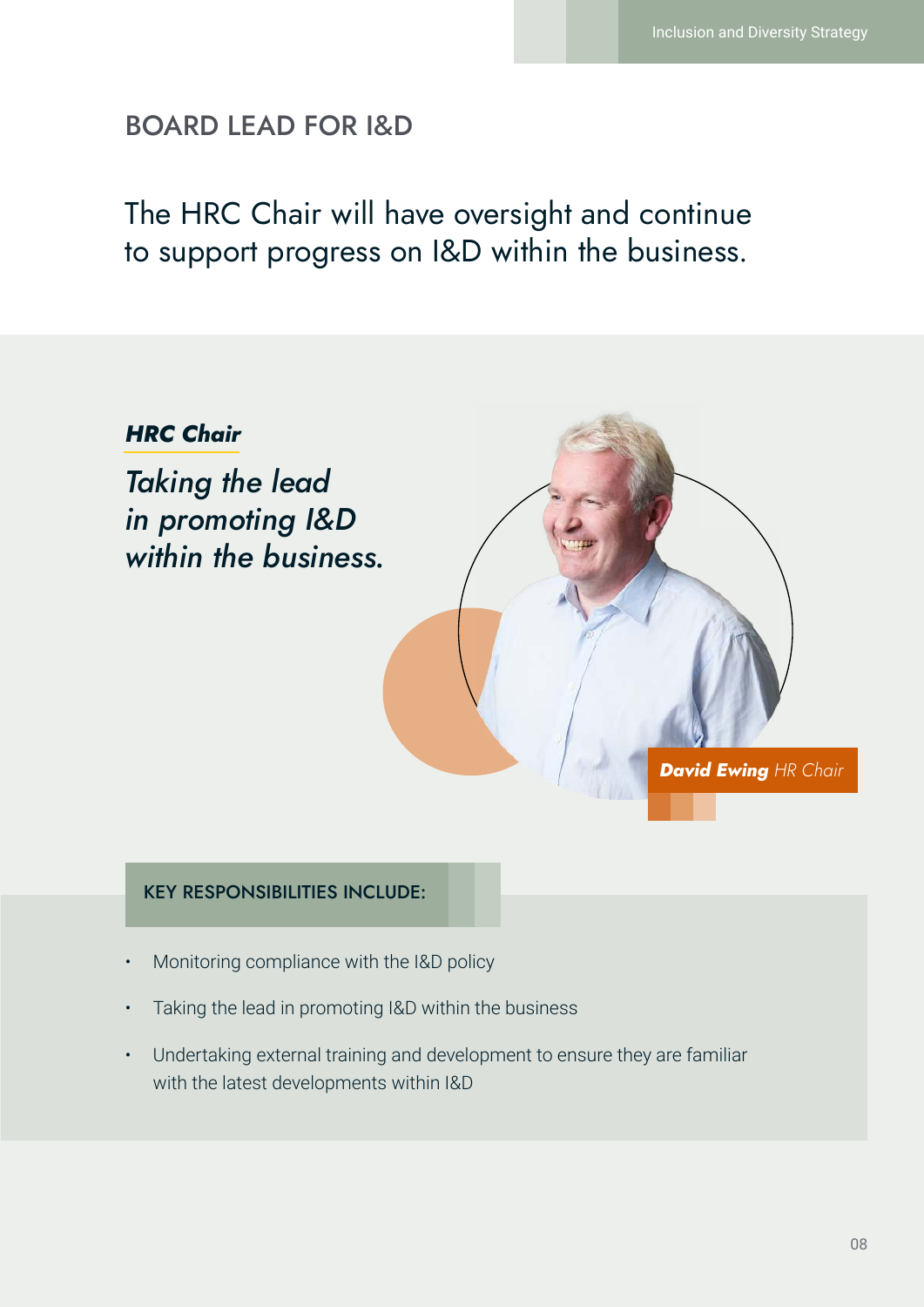## BOARD LEAD FOR I&D

The HRC Chair will have oversight and continue to support progress on I&D within the business.

### *HRC Chair*

*Taking the lead in promoting I&D within the business.*

***David Ewing*** *HR Chair*

**KEY RESPONSIBILITIES INCLUDE:**

- Monitoring compliance with the I&D policy
- Taking the lead in promoting I&D within the business
- Undertaking external training and development to ensure they are familiar with the latest developments within I&D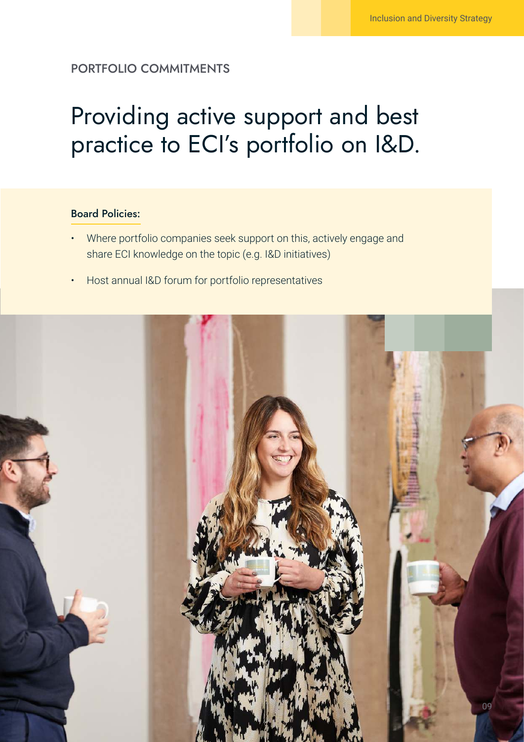PORTFOLIO COMMITMENTS

# Providing active support and best practice to ECI's portfolio on I&D.

**Board Policies:**

- Where portfolio companies seek support on this, actively engage and share ECI knowledge on the topic (e.g. I&D initiatives)
- Host annual I&D forum for portfolio representatives